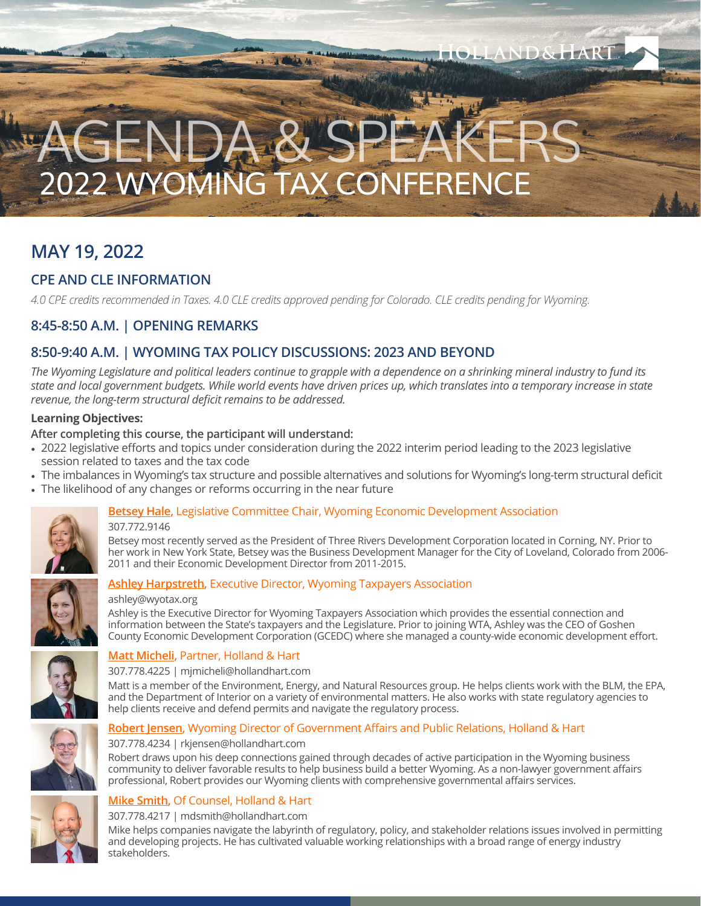HOLLAND&HART

# AGENDA & SPEAKERS

# 2022 WYOMING TAX CONFERENCE

## MAY 19, 2022

### CPE AND CLE INFORMATION

*4.0 CPE credits recommended in Taxes. 4.0 CLE credits approved pending for Colorado. CLE credits pending for Wyoming.*

### 8:45-8:50 A.M. | OPENING REMARKS

### 8:50-9:40 A.M. | WYOMING TAX POLICY DISCUSSIONS: 2023 AND BEYOND

*The Wyoming Legislature and political leaders continue to grapple with a dependence on a shrinking mineral industry to fund its state and local government budgets. While world events have driven prices up, which translates into a temporary increase in state revenue, the long-term structural deficit remains to be addressed.*

**Learning Objectives:**

**After completing this course, the participant will understand:**

- 2022 legislative efforts and topics under consideration during the 2022 interim period leading to the 2023 legislative session related to taxes and the tax code
- The imbalances in Wyoming's tax structure and possible alternatives and solutions for Wyoming's long-term structural deficit
- The likelihood of any changes or reforms occurring in the near future

**Betsey Hale**, Legislative Committee Chair, Wyoming Economic Development Association
307.772.9146
Betsey most recently served as the President of Three Rivers Development Corporation located in Corning, NY. Prior to her work in New York State, Betsey was the Business Development Manager for the City of Loveland, Colorado from 2006-2011 and their Economic Development Director from 2011-2015.

**Ashley Harpstreth**, Executive Director, Wyoming Taxpayers Association
ashley@wyotax.org
Ashley is the Executive Director for Wyoming Taxpayers Association which provides the essential connection and information between the State's taxpayers and the Legislature. Prior to joining WTA, Ashley was the CEO of Goshen County Economic Development Corporation (GCEDC) where she managed a county-wide economic development effort.

**Matt Micheli**, Partner, Holland & Hart
307.778.4225 | mjmicheli@hollandhart.com
Matt is a member of the Environment, Energy, and Natural Resources group. He helps clients work with the BLM, the EPA, and the Department of Interior on a variety of environmental matters. He also works with state regulatory agencies to help clients receive and defend permits and navigate the regulatory process.

**Robert Jensen**, Wyoming Director of Government Affairs and Public Relations, Holland & Hart
307.778.4234 | rkjensen@hollandhart.com
Robert draws upon his deep connections gained through decades of active participation in the Wyoming business community to deliver favorable results to help business build a better Wyoming. As a non-lawyer government affairs professional, Robert provides our Wyoming clients with comprehensive governmental affairs services.

**Mike Smith**, Of Counsel, Holland & Hart
307.778.4217 | mdsmith@hollandhart.com
Mike helps companies navigate the labyrinth of regulatory, policy, and stakeholder relations issues involved in permitting and developing projects. He has cultivated valuable working relationships with a broad range of energy industry stakeholders.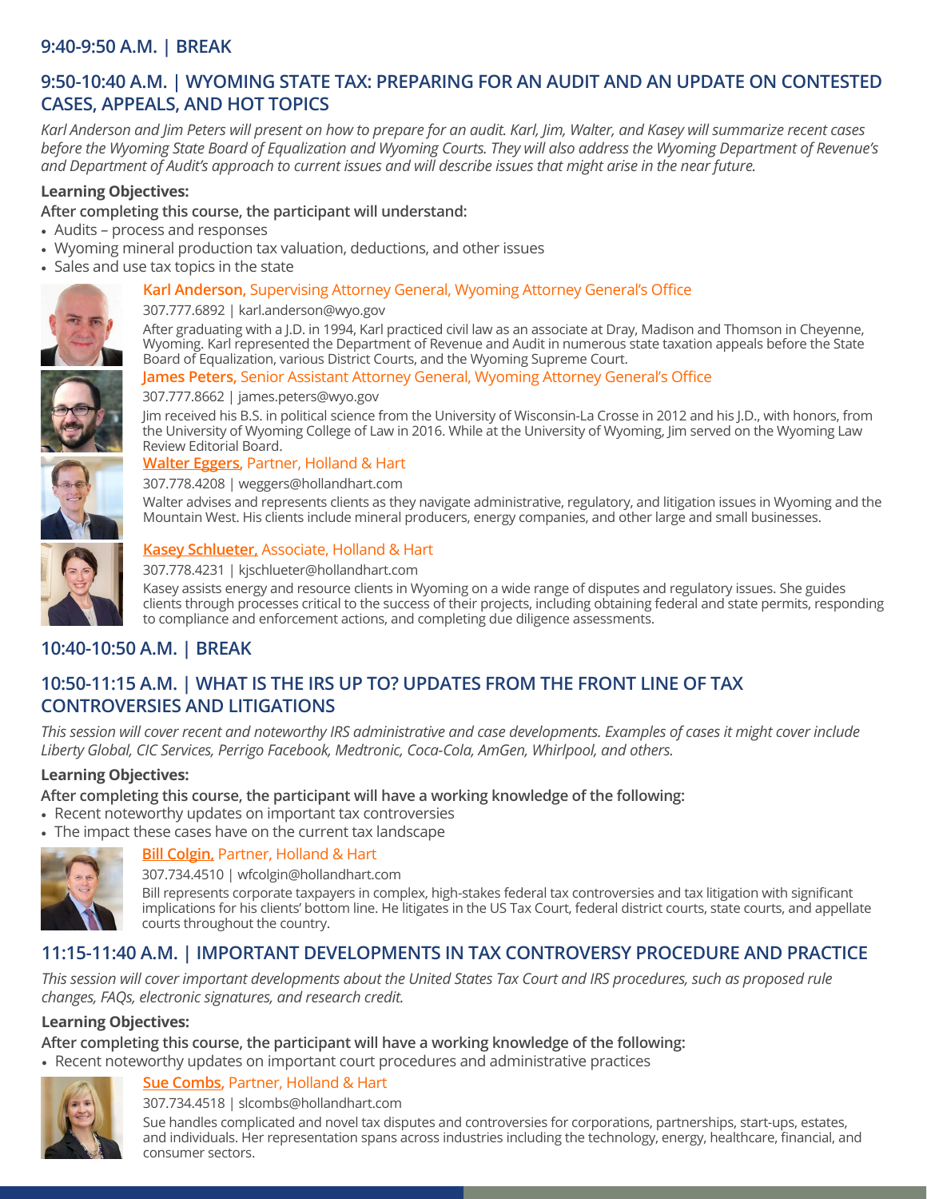## 9:40-9:50 A.M. | BREAK

## 9:50-10:40 A.M. | WYOMING STATE TAX: PREPARING FOR AN AUDIT AND AN UPDATE ON CONTESTED CASES, APPEALS, AND HOT TOPICS

*Karl Anderson and Jim Peters will present on how to prepare for an audit. Karl, Jim, Walter, and Kasey will summarize recent cases before the Wyoming State Board of Equalization and Wyoming Courts. They will also address the Wyoming Department of Revenue's and Department of Audit's approach to current issues and will describe issues that might arise in the near future.*

**Learning Objectives:**

**After completing this course, the participant will understand:**

- Audits – process and responses
- Wyoming mineral production tax valuation, deductions, and other issues
- Sales and use tax topics in the state

**Karl Anderson,** Supervising Attorney General, Wyoming Attorney General's Office

307.777.6892 | karl.anderson@wyo.gov

After graduating with a J.D. in 1994, Karl practiced civil law as an associate at Dray, Madison and Thomson in Cheyenne, Wyoming. Karl represented the Department of Revenue and Audit in numerous state taxation appeals before the State Board of Equalization, various District Courts, and the Wyoming Supreme Court.

**James Peters,** Senior Assistant Attorney General, Wyoming Attorney General's Office

307.777.8662 | james.peters@wyo.gov

Jim received his B.S. in political science from the University of Wisconsin-La Crosse in 2012 and his J.D., with honors, from the University of Wyoming College of Law in 2016. While at the University of Wyoming, Jim served on the Wyoming Law Review Editorial Board.

**Walter Eggers,** Partner, Holland & Hart

307.778.4208 | weggers@hollandhart.com

Walter advises and represents clients as they navigate administrative, regulatory, and litigation issues in Wyoming and the Mountain West. His clients include mineral producers, energy companies, and other large and small businesses.

**Kasey Schlueter,** Associate, Holland & Hart

307.778.4231 | kjschlueter@hollandhart.com

Kasey assists energy and resource clients in Wyoming on a wide range of disputes and regulatory issues. She guides clients through processes critical to the success of their projects, including obtaining federal and state permits, responding to compliance and enforcement actions, and completing due diligence assessments.

## 10:40-10:50 A.M. | BREAK

## 10:50-11:15 A.M. | WHAT IS THE IRS UP TO? UPDATES FROM THE FRONT LINE OF TAX CONTROVERSIES AND LITIGATIONS

*This session will cover recent and noteworthy IRS administrative and case developments. Examples of cases it might cover include Liberty Global, CIC Services, Perrigo Facebook, Medtronic, Coca-Cola, AmGen, Whirlpool, and others.*

**Learning Objectives:**

**After completing this course, the participant will have a working knowledge of the following:**

- Recent noteworthy updates on important tax controversies
- The impact these cases have on the current tax landscape

**Bill Colgin,** Partner, Holland & Hart

307.734.4510 | wfcolgin@hollandhart.com

Bill represents corporate taxpayers in complex, high-stakes federal tax controversies and tax litigation with significant implications for his clients' bottom line. He litigates in the US Tax Court, federal district courts, state courts, and appellate courts throughout the country.

## 11:15-11:40 A.M. | IMPORTANT DEVELOPMENTS IN TAX CONTROVERSY PROCEDURE AND PRACTICE

*This session will cover important developments about the United States Tax Court and IRS procedures, such as proposed rule changes, FAQs, electronic signatures, and research credit.*

**Learning Objectives:**

**After completing this course, the participant will have a working knowledge of the following:**

- Recent noteworthy updates on important court procedures and administrative practices

**Sue Combs,** Partner, Holland & Hart

307.734.4518 | slcombs@hollandhart.com

Sue handles complicated and novel tax disputes and controversies for corporations, partnerships, start-ups, estates, and individuals. Her representation spans across industries including the technology, energy, healthcare, financial, and consumer sectors.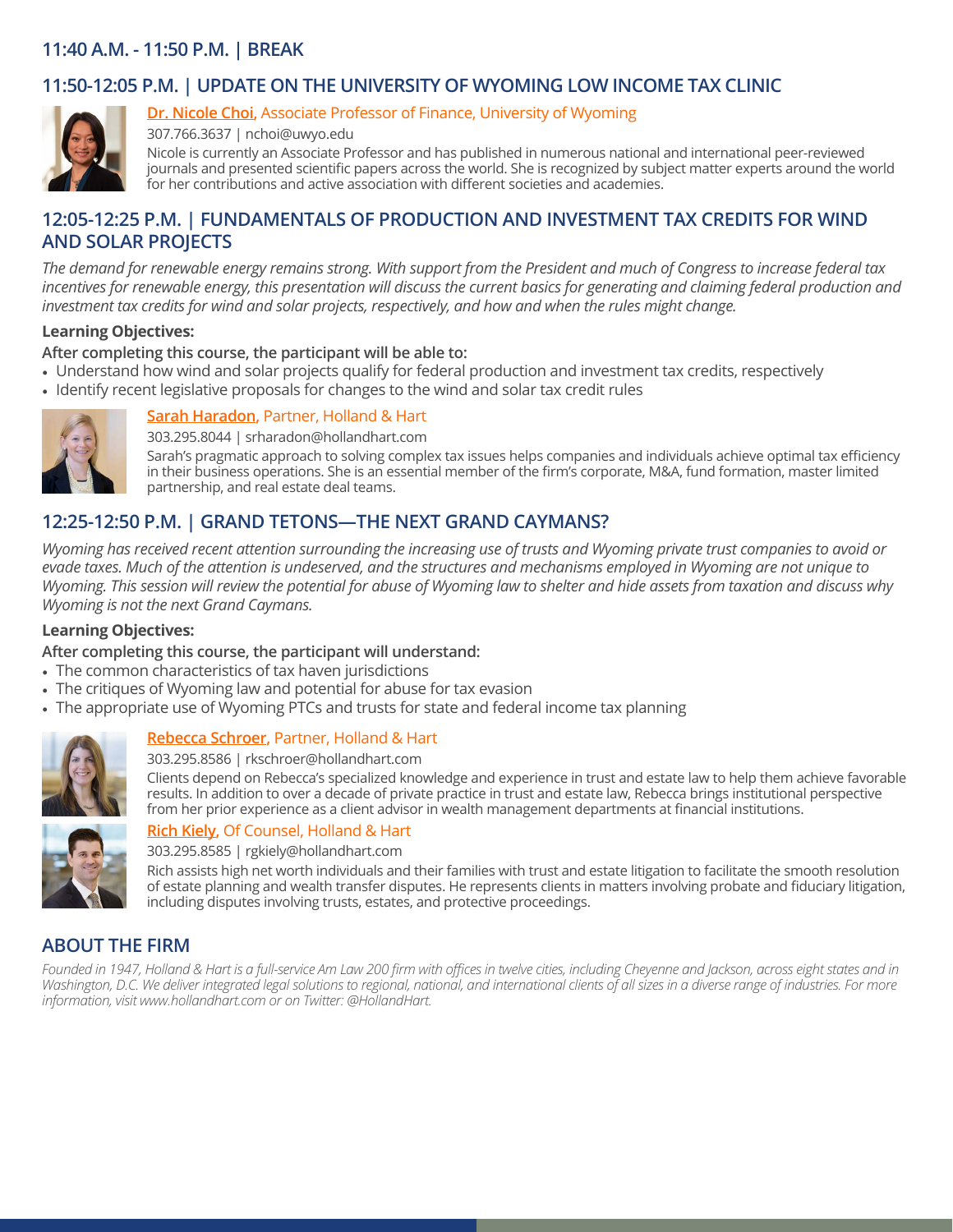## 11:40 A.M. - 11:50 P.M. | BREAK

## 11:50-12:05 P.M. | UPDATE ON THE UNIVERSITY OF WYOMING LOW INCOME TAX CLINIC

**Dr. Nicole Choi**, Associate Professor of Finance, University of Wyoming

307.766.3637 | nchoi@uwyo.edu

Nicole is currently an Associate Professor and has published in numerous national and international peer-reviewed journals and presented scientific papers across the world. She is recognized by subject matter experts around the world for her contributions and active association with different societies and academies.

## 12:05-12:25 P.M. | FUNDAMENTALS OF PRODUCTION AND INVESTMENT TAX CREDITS FOR WIND AND SOLAR PROJECTS

*The demand for renewable energy remains strong. With support from the President and much of Congress to increase federal tax incentives for renewable energy, this presentation will discuss the current basics for generating and claiming federal production and investment tax credits for wind and solar projects, respectively, and how and when the rules might change.*

**Learning Objectives:**

**After completing this course, the participant will be able to:**

- Understand how wind and solar projects qualify for federal production and investment tax credits, respectively
- Identify recent legislative proposals for changes to the wind and solar tax credit rules

**Sarah Haradon**, Partner, Holland & Hart

303.295.8044 | srharadon@hollandhart.com

Sarah's pragmatic approach to solving complex tax issues helps companies and individuals achieve optimal tax efficiency in their business operations. She is an essential member of the firm's corporate, M&A, fund formation, master limited partnership, and real estate deal teams.

## 12:25-12:50 P.M. | GRAND TETONS—THE NEXT GRAND CAYMANS?

*Wyoming has received recent attention surrounding the increasing use of trusts and Wyoming private trust companies to avoid or evade taxes. Much of the attention is undeserved, and the structures and mechanisms employed in Wyoming are not unique to Wyoming. This session will review the potential for abuse of Wyoming law to shelter and hide assets from taxation and discuss why Wyoming is not the next Grand Caymans.*

**Learning Objectives:**

**After completing this course, the participant will understand:**

- The common characteristics of tax haven jurisdictions
- The critiques of Wyoming law and potential for abuse for tax evasion
- The appropriate use of Wyoming PTCs and trusts for state and federal income tax planning

**Rebecca Schroer**, Partner, Holland & Hart

303.295.8586 | rkschroer@hollandhart.com

Clients depend on Rebecca's specialized knowledge and experience in trust and estate law to help them achieve favorable results. In addition to over a decade of private practice in trust and estate law, Rebecca brings institutional perspective from her prior experience as a client advisor in wealth management departments at financial institutions.

**Rich Kiely**, Of Counsel, Holland & Hart

303.295.8585 | rgkiely@hollandhart.com

Rich assists high net worth individuals and their families with trust and estate litigation to facilitate the smooth resolution of estate planning and wealth transfer disputes. He represents clients in matters involving probate and fiduciary litigation, including disputes involving trusts, estates, and protective proceedings.

## ABOUT THE FIRM

*Founded in 1947, Holland & Hart is a full-service Am Law 200 firm with offices in twelve cities, including Cheyenne and Jackson, across eight states and in Washington, D.C. We deliver integrated legal solutions to regional, national, and international clients of all sizes in a diverse range of industries. For more information, visit www.hollandhart.com or on Twitter: @HollandHart.*